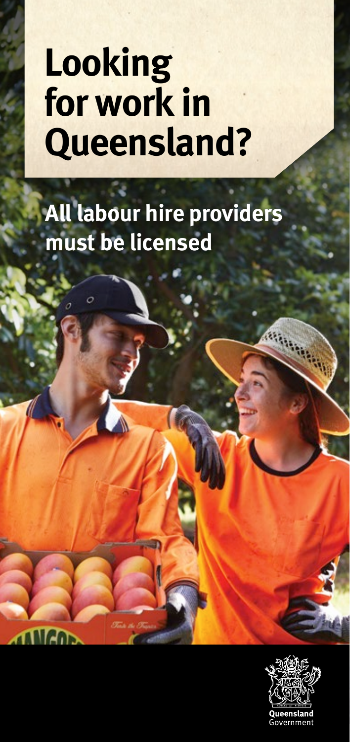# Looking for work in Queensland?

## All labour hire providers must be licensed

Queensland Government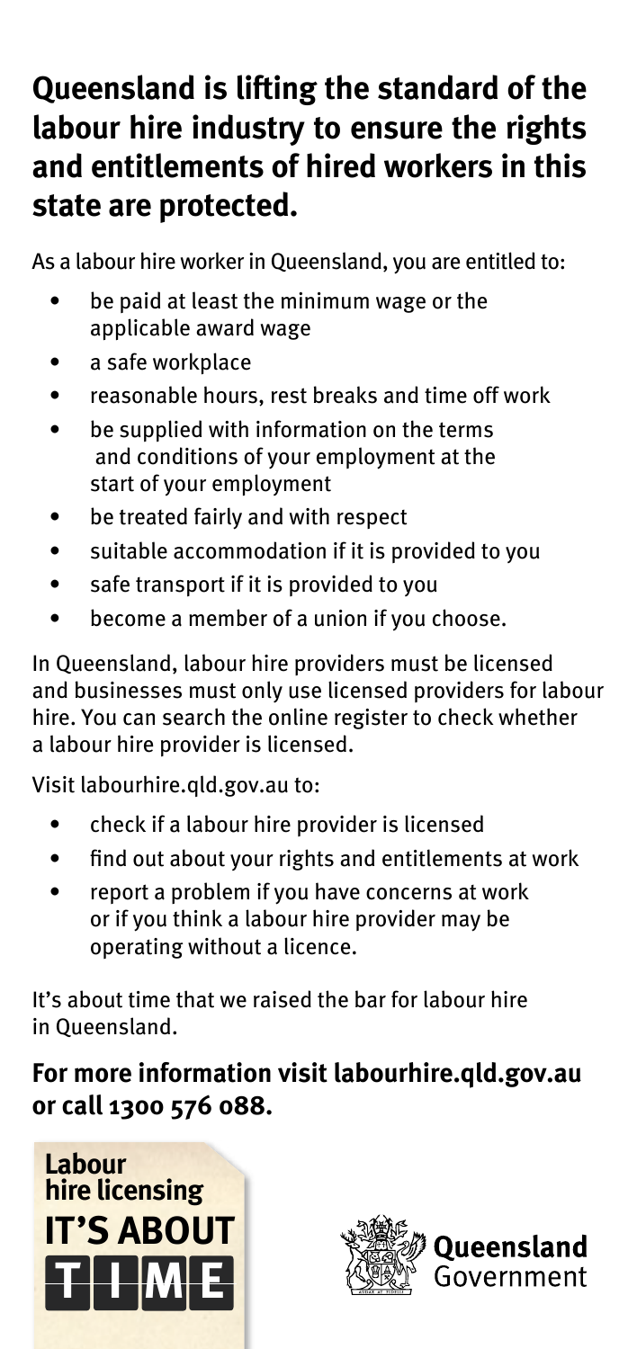## Queensland is lifting the standard of the labour hire industry to ensure the rights and entitlements of hired workers in this state are protected.

As a labour hire worker in Queensland, you are entitled to:

- be paid at least the minimum wage or the applicable award wage
- a safe workplace
- reasonable hours, rest breaks and time off work
- be supplied with information on the terms and conditions of your employment at the start of your employment
- be treated fairly and with respect
- suitable accommodation if it is provided to you
- safe transport if it is provided to you
- become a member of a union if you choose.

In Queensland, labour hire providers must be licensed and businesses must only use licensed providers for labour hire. You can search the online register to check whether a labour hire provider is licensed.

Visit labourhire.qld.gov.au to:

- check if a labour hire provider is licensed
- find out about your rights and entitlements at work
- report a problem if you have concerns at work or if you think a labour hire provider may be operating without a licence.

It's about time that we raised the bar for labour hire in Queensland.

**For more information visit labourhire.qld.gov.au or call 1300 576 088.**

Labour hire licensing IT'S ABOUT TIME

Queensland Government